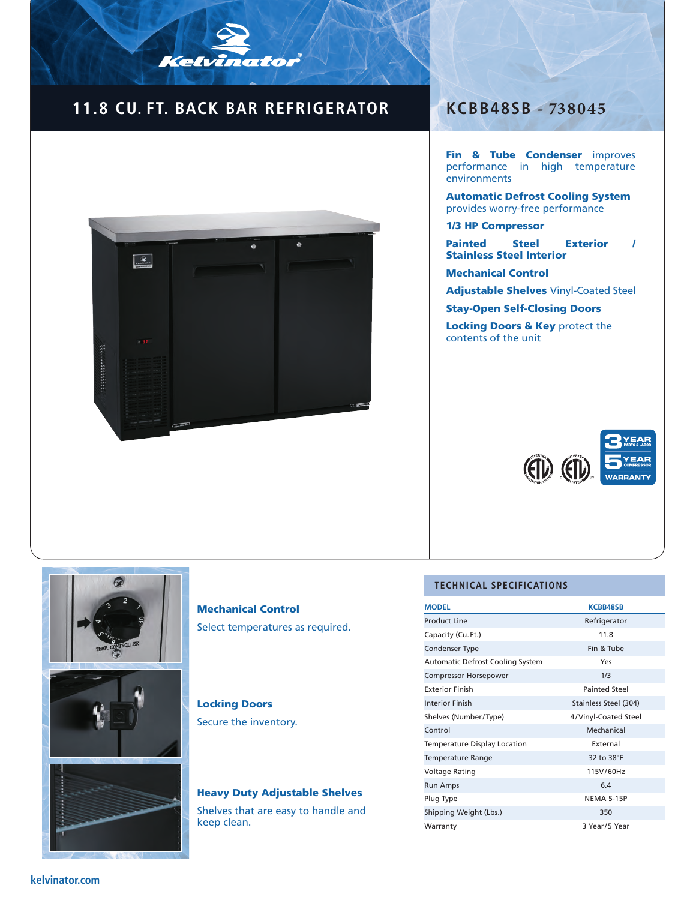Kelvinator

# 11.8 CU. FT. BACK BAR REFRIGERATOR

## KCBB48SB - 738045

**Fin & Tube Condenser** improves performance in high temperature environments

**Automatic Defrost Cooling System** provides worry-free performance

**1/3 HP Compressor**

**Painted Steel Exterior / Stainless Steel Interior**

**Mechanical Control**

**Adjustable Shelves** Vinyl-Coated Steel

**Stay-Open Self-Closing Doors**

**Locking Doors & Key** protect the contents of the unit

3 YEAR PARTS & LABOR
5 YEAR COMPRESSOR
WARRANTY

### Mechanical Control

Select temperatures as required.

### Locking Doors

Secure the inventory.

### Heavy Duty Adjustable Shelves

Shelves that are easy to handle and keep clean.

## TECHNICAL SPECIFICATIONS

| MODEL | KCBB48SB |
|---|---|
| Product Line | Refrigerator |
| Capacity (Cu.Ft.) | 11.8 |
| Condenser Type | Fin & Tube |
| Automatic Defrost Cooling System | Yes |
| Compressor Horsepower | 1/3 |
| Exterior Finish | Painted Steel |
| Interior Finish | Stainless Steel (304) |
| Shelves (Number/Type) | 4/Vinyl-Coated Steel |
| Control | Mechanical |
| Temperature Display Location | External |
| Temperature Range | 32 to 38°F |
| Voltage Rating | 115V/60Hz |
| Run Amps | 6.4 |
| Plug Type | NEMA 5-15P |
| Shipping Weight (Lbs.) | 350 |
| Warranty | 3 Year/5 Year |

kelvinator.com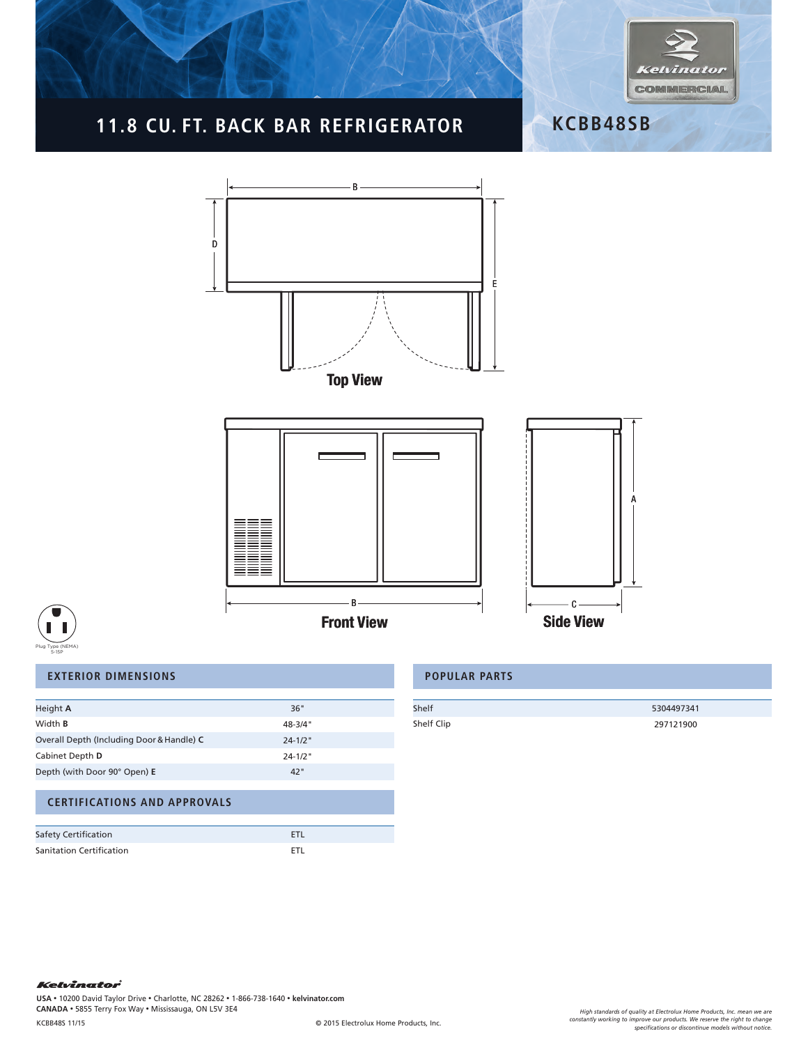# 11.8 CU. FT. BACK BAR REFRIGERATOR

## KCBB48SB

B

D

E

**Top View**

B

**Front View**

A

C

**Side View**

Plug Type (NEMA) 5-15P

## EXTERIOR DIMENSIONS

| | |
|---|---|
| Height **A** | 36" |
| Width **B** | 48-3/4" |
| Overall Depth (Including Door & Handle) **C** | 24-1/2" |
| Cabinet Depth **D** | 24-1/2" |
| Depth (with Door 90° Open) **E** | 42" |

## CERTIFICATIONS AND APPROVALS

| | |
|---|---|
| Safety Certification | ETL |
| Sanitation Certification | ETL |

## POPULAR PARTS

| | |
|---|---|
| Shelf | 5304497341 |
| Shelf Clip | 297121900 |

Kelvinator

**USA** • 10200 David Taylor Drive • Charlotte, NC 28262 • 1-866-738-1640 • **kelvinator.com**
**CANADA** • 5855 Terry Fox Way • Mississauga, ON L5V 3E4

KCBB48S 11/15

© 2015 Electrolux Home Products, Inc.

*High standards of quality at Electrolux Home Products, Inc. mean we are constantly working to improve our products. We reserve the right to change specifications or discontinue models without notice.*